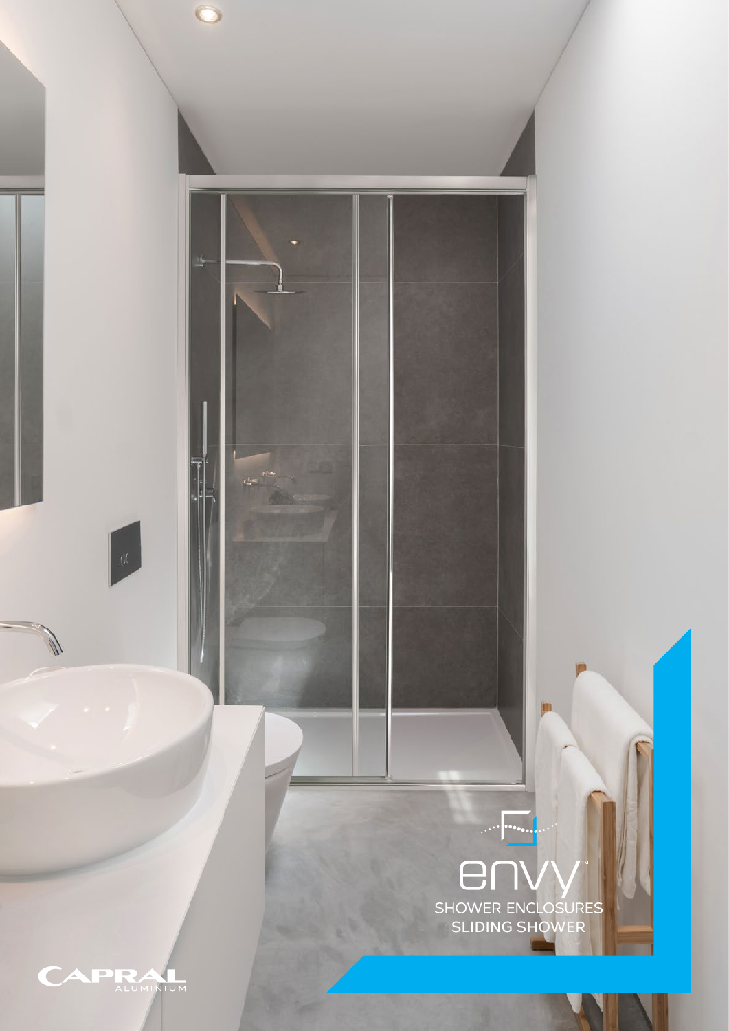# envy™

SHOWER ENCLOSURES

SLIDING SHOWER

CAPRAL ALUMINIUM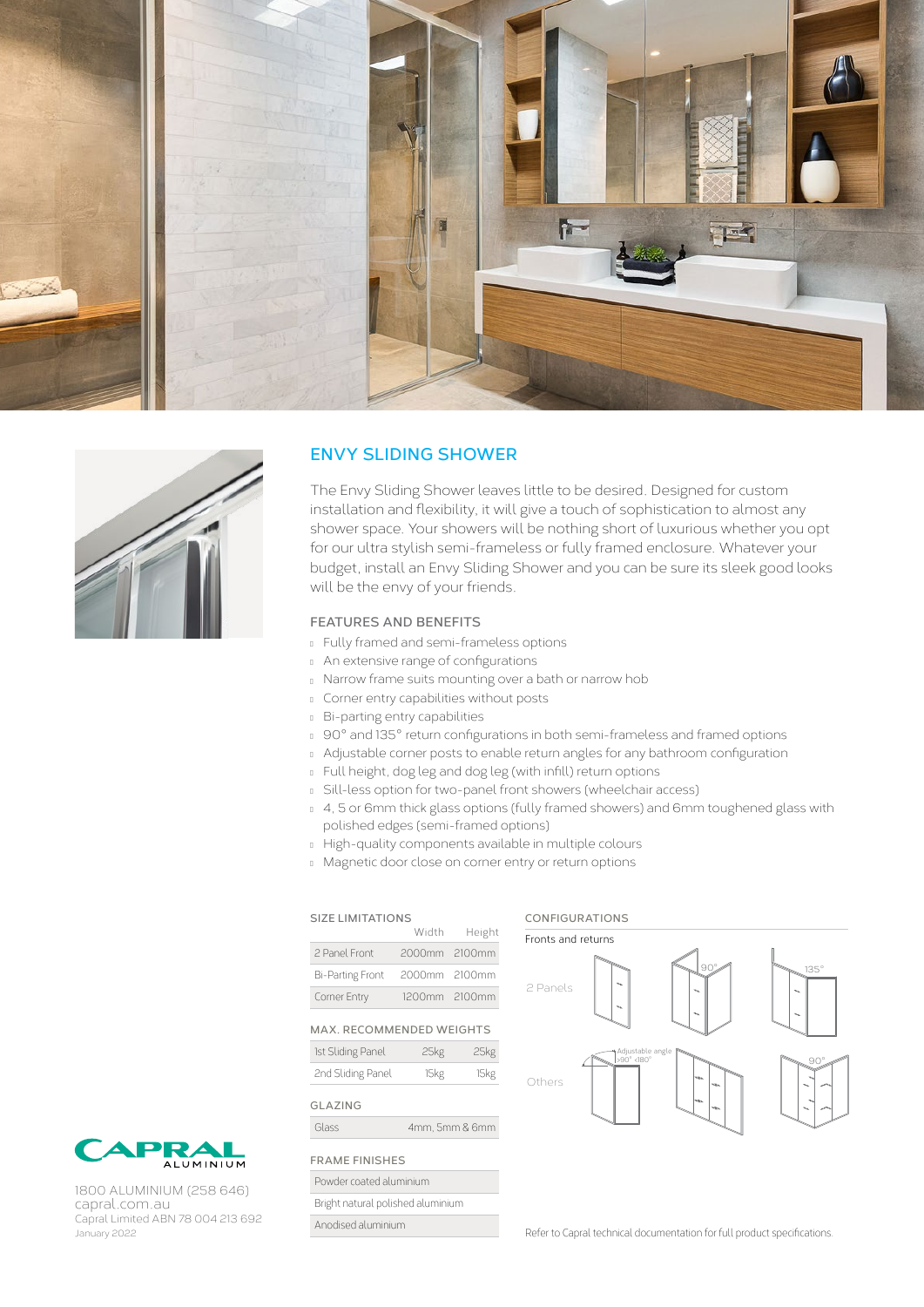## ENVY SLIDING SHOWER

The Envy Sliding Shower leaves little to be desired. Designed for custom installation and flexibility, it will give a touch of sophistication to almost any shower space. Your showers will be nothing short of luxurious whether you opt for our ultra stylish semi-frameless or fully framed enclosure. Whatever your budget, install an Envy Sliding Shower and you can be sure its sleek good looks will be the envy of your friends.

### FEATURES AND BENEFITS

- Fully framed and semi-frameless options
- An extensive range of configurations
- Narrow frame suits mounting over a bath or narrow hob
- Corner entry capabilities without posts
- Bi-parting entry capabilities
- 90° and 135° return configurations in both semi-frameless and framed options
- Adjustable corner posts to enable return angles for any bathroom configuration
- Full height, dog leg and dog leg (with infill) return options
- Sill-less option for two-panel front showers (wheelchair access)
- 4, 5 or 6mm thick glass options (fully framed showers) and 6mm toughened glass with polished edges (semi-framed options)
- High-quality components available in multiple colours
- Magnetic door close on corner entry or return options

### SIZE LIMITATIONS

| | Width | Height |
|---|---|---|
| 2 Panel Front | 2000mm | 2100mm |
| Bi-Parting Front | 2000mm | 2100mm |
| Corner Entry | 1200mm | 2100mm |

### MAX. RECOMMENDED WEIGHTS

| | | |
|---|---|---|
| 1st Sliding Panel | 25kg | 25kg |
| 2nd Sliding Panel | 15kg | 15kg |

### GLAZING

| | |
|---|---|
| Glass | 4mm, 5mm & 6mm |

### FRAME FINISHES

- Powder coated aluminium
- Bright natural polished aluminium
- Anodised aluminium

### CONFIGURATIONS

Fronts and returns

2 Panels

90°

135°

Others

Adjustable angle >90° <180°

90°

Refer to Capral technical documentation for full product specifications.

CAPRAL ALUMINIUM

1800 ALUMINIUM (258 646)
capral.com.au
Capral Limited ABN 78 004 213 692
January 2022